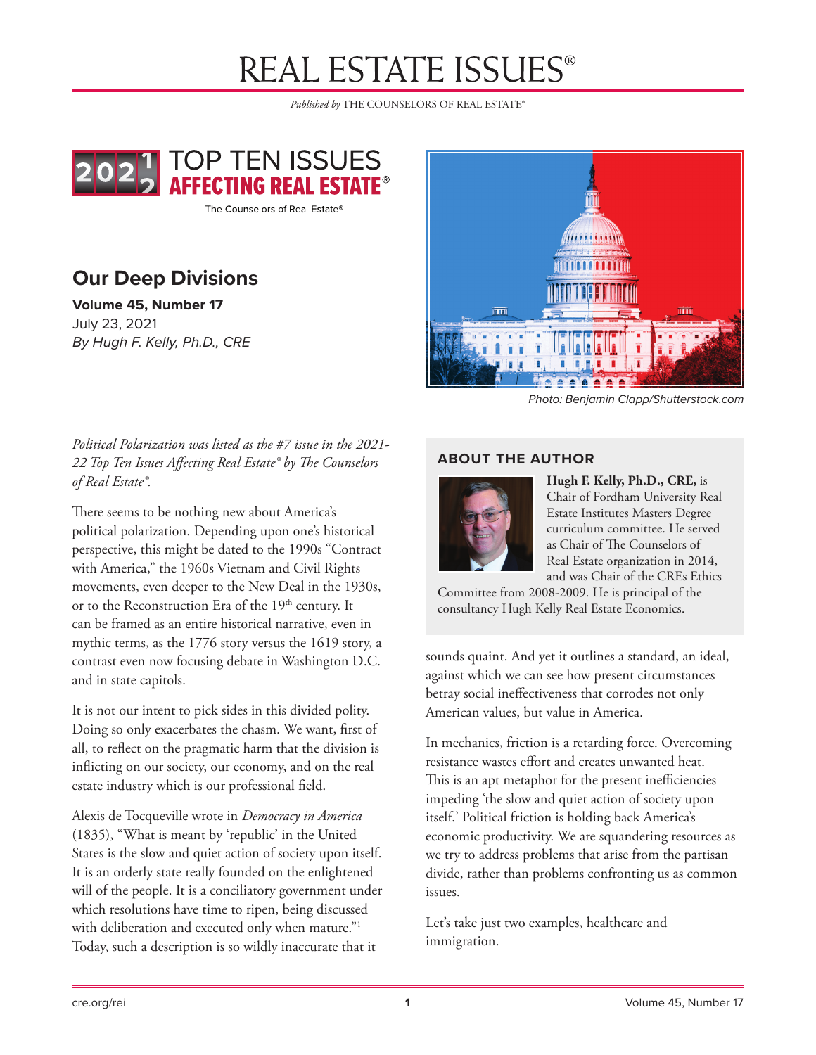# REAL ESTATE ISSUES®

*Published by* THE COUNSELORS OF REAL ESTATE®

2021-22 TOP TEN ISSUES AFFECTING REAL ESTATE®

The Counselors of Real Estate®

## Our Deep Divisions

**Volume 45, Number 17**

July 23, 2021

*By Hugh F. Kelly, Ph.D., CRE*

Photo: Benjamin Clapp/Shutterstock.com

*Political Polarization was listed as the #7 issue in the 2021-22 Top Ten Issues Affecting Real Estate® by The Counselors of Real Estate®.*

There seems to be nothing new about America's political polarization. Depending upon one's historical perspective, this might be dated to the 1990s "Contract with America," the 1960s Vietnam and Civil Rights movements, even deeper to the New Deal in the 1930s, or to the Reconstruction Era of the 19th century. It can be framed as an entire historical narrative, even in mythic terms, as the 1776 story versus the 1619 story, a contrast even now focusing debate in Washington D.C. and in state capitols.

It is not our intent to pick sides in this divided polity. Doing so only exacerbates the chasm. We want, first of all, to reflect on the pragmatic harm that the division is inflicting on our society, our economy, and on the real estate industry which is our professional field.

Alexis de Tocqueville wrote in *Democracy in America* (1835), "What is meant by 'republic' in the United States is the slow and quiet action of society upon itself. It is an orderly state really founded on the enlightened will of the people. It is a conciliatory government under which resolutions have time to ripen, being discussed with deliberation and executed only when mature."[1] Today, such a description is so wildly inaccurate that it sounds quaint. And yet it outlines a standard, an ideal, against which we can see how present circumstances betray social ineffectiveness that corrodes not only American values, but value in America.

In mechanics, friction is a retarding force. Overcoming resistance wastes effort and creates unwanted heat. This is an apt metaphor for the present inefficiencies impeding 'the slow and quiet action of society upon itself.' Political friction is holding back America's economic productivity. We are squandering resources as we try to address problems that arise from the partisan divide, rather than problems confronting us as common issues.

Let's take just two examples, healthcare and immigration.

### ABOUT THE AUTHOR

**Hugh F. Kelly, Ph.D., CRE,** is Chair of Fordham University Real Estate Institutes Masters Degree curriculum committee. He served as Chair of The Counselors of Real Estate organization in 2014, and was Chair of the CREs Ethics Committee from 2008-2009. He is principal of the consultancy Hugh Kelly Real Estate Economics.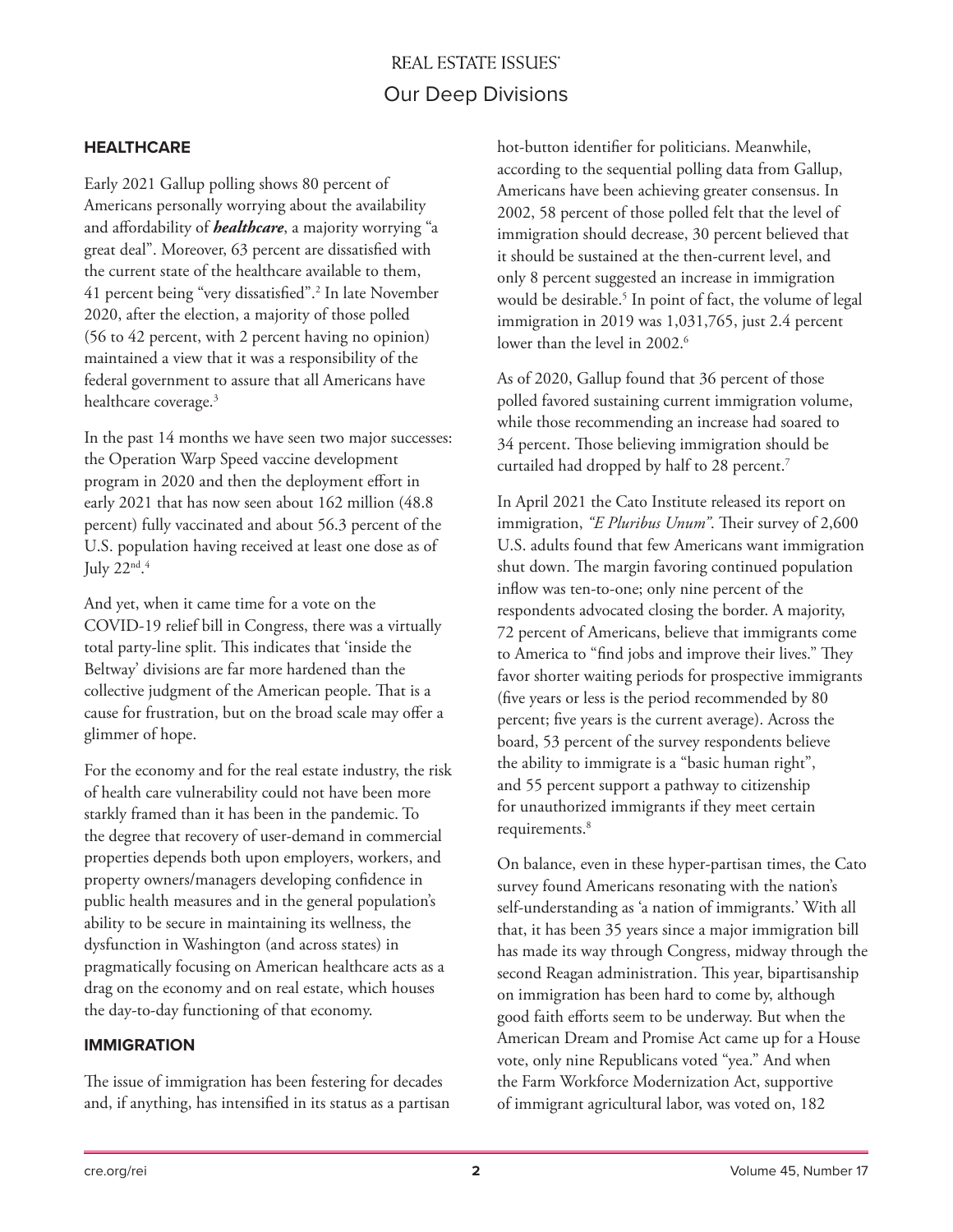## HEALTHCARE

Early 2021 Gallup polling shows 80 percent of Americans personally worrying about the availability and affordability of ***healthcare***, a majority worrying "a great deal". Moreover, 63 percent are dissatisfied with the current state of the healthcare available to them, 41 percent being "very dissatisfied".[2] In late November 2020, after the election, a majority of those polled (56 to 42 percent, with 2 percent having no opinion) maintained a view that it was a responsibility of the federal government to assure that all Americans have healthcare coverage.[3]

In the past 14 months we have seen two major successes: the Operation Warp Speed vaccine development program in 2020 and then the deployment effort in early 2021 that has now seen about 162 million (48.8 percent) fully vaccinated and about 56.3 percent of the U.S. population having received at least one dose as of July 22nd.[4]

And yet, when it came time for a vote on the COVID-19 relief bill in Congress, there was a virtually total party-line split. This indicates that 'inside the Beltway' divisions are far more hardened than the collective judgment of the American people. That is a cause for frustration, but on the broad scale may offer a glimmer of hope.

For the economy and for the real estate industry, the risk of health care vulnerability could not have been more starkly framed than it has been in the pandemic. To the degree that recovery of user-demand in commercial properties depends both upon employers, workers, and property owners/managers developing confidence in public health measures and in the general population's ability to be secure in maintaining its wellness, the dysfunction in Washington (and across states) in pragmatically focusing on American healthcare acts as a drag on the economy and on real estate, which houses the day-to-day functioning of that economy.

## IMMIGRATION

The issue of immigration has been festering for decades and, if anything, has intensified in its status as a partisan hot-button identifier for politicians. Meanwhile, according to the sequential polling data from Gallup, Americans have been achieving greater consensus. In 2002, 58 percent of those polled felt that the level of immigration should decrease, 30 percent believed that it should be sustained at the then-current level, and only 8 percent suggested an increase in immigration would be desirable.[5] In point of fact, the volume of legal immigration in 2019 was 1,031,765, just 2.4 percent lower than the level in 2002.[6]

As of 2020, Gallup found that 36 percent of those polled favored sustaining current immigration volume, while those recommending an increase had soared to 34 percent. Those believing immigration should be curtailed had dropped by half to 28 percent.[7]

In April 2021 the Cato Institute released its report on immigration, *"E Pluribus Unum"*. Their survey of 2,600 U.S. adults found that few Americans want immigration shut down. The margin favoring continued population inflow was ten-to-one; only nine percent of the respondents advocated closing the border. A majority, 72 percent of Americans, believe that immigrants come to America to "find jobs and improve their lives." They favor shorter waiting periods for prospective immigrants (five years or less is the period recommended by 80 percent; five years is the current average). Across the board, 53 percent of the survey respondents believe the ability to immigrate is a "basic human right", and 55 percent support a pathway to citizenship for unauthorized immigrants if they meet certain requirements.[8]

On balance, even in these hyper-partisan times, the Cato survey found Americans resonating with the nation's self-understanding as 'a nation of immigrants.' With all that, it has been 35 years since a major immigration bill has made its way through Congress, midway through the second Reagan administration. This year, bipartisanship on immigration has been hard to come by, although good faith efforts seem to be underway. But when the American Dream and Promise Act came up for a House vote, only nine Republicans voted "yea." And when the Farm Workforce Modernization Act, supportive of immigrant agricultural labor, was voted on, 182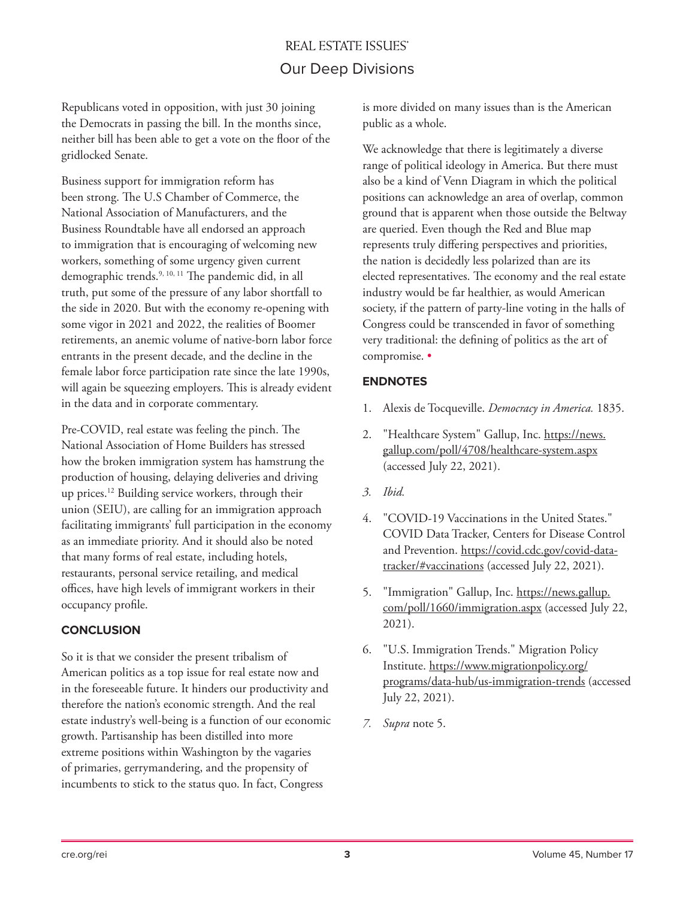Republicans voted in opposition, with just 30 joining the Democrats in passing the bill. In the months since, neither bill has been able to get a vote on the floor of the gridlocked Senate.

Business support for immigration reform has been strong. The U.S Chamber of Commerce, the National Association of Manufacturers, and the Business Roundtable have all endorsed an approach to immigration that is encouraging of welcoming new workers, something of some urgency given current demographic trends.[9, 10, 11] The pandemic did, in all truth, put some of the pressure of any labor shortfall to the side in 2020. But with the economy re-opening with some vigor in 2021 and 2022, the realities of Boomer retirements, an anemic volume of native-born labor force entrants in the present decade, and the decline in the female labor force participation rate since the late 1990s, will again be squeezing employers. This is already evident in the data and in corporate commentary.

Pre-COVID, real estate was feeling the pinch. The National Association of Home Builders has stressed how the broken immigration system has hamstrung the production of housing, delaying deliveries and driving up prices.[12] Building service workers, through their union (SEIU), are calling for an immigration approach facilitating immigrants' full participation in the economy as an immediate priority. And it should also be noted that many forms of real estate, including hotels, restaurants, personal service retailing, and medical offices, have high levels of immigrant workers in their occupancy profile.

## CONCLUSION

So it is that we consider the present tribalism of American politics as a top issue for real estate now and in the foreseeable future. It hinders our productivity and therefore the nation's economic strength. And the real estate industry's well-being is a function of our economic growth. Partisanship has been distilled into more extreme positions within Washington by the vagaries of primaries, gerrymandering, and the propensity of incumbents to stick to the status quo. In fact, Congress is more divided on many issues than is the American public as a whole.

We acknowledge that there is legitimately a diverse range of political ideology in America. But there must also be a kind of Venn Diagram in which the political positions can acknowledge an area of overlap, common ground that is apparent when those outside the Beltway are queried. Even though the Red and Blue map represents truly differing perspectives and priorities, the nation is decidedly less polarized than are its elected representatives. The economy and the real estate industry would be far healthier, as would American society, if the pattern of party-line voting in the halls of Congress could be transcended in favor of something very traditional: the defining of politics as the art of compromise. •

## ENDNOTES

1. Alexis de Tocqueville. *Democracy in America.* 1835.
2. "Healthcare System" Gallup, Inc. https://news.gallup.com/poll/4708/healthcare-system.aspx (accessed July 22, 2021).
3. *Ibid.*
4. "COVID-19 Vaccinations in the United States." COVID Data Tracker, Centers for Disease Control and Prevention. https://covid.cdc.gov/covid-data-tracker/#vaccinations (accessed July 22, 2021).
5. "Immigration" Gallup, Inc. https://news.gallup.com/poll/1660/immigration.aspx (accessed July 22, 2021).
6. "U.S. Immigration Trends." Migration Policy Institute. https://www.migrationpolicy.org/programs/data-hub/us-immigration-trends (accessed July 22, 2021).
7. *Supra* note 5.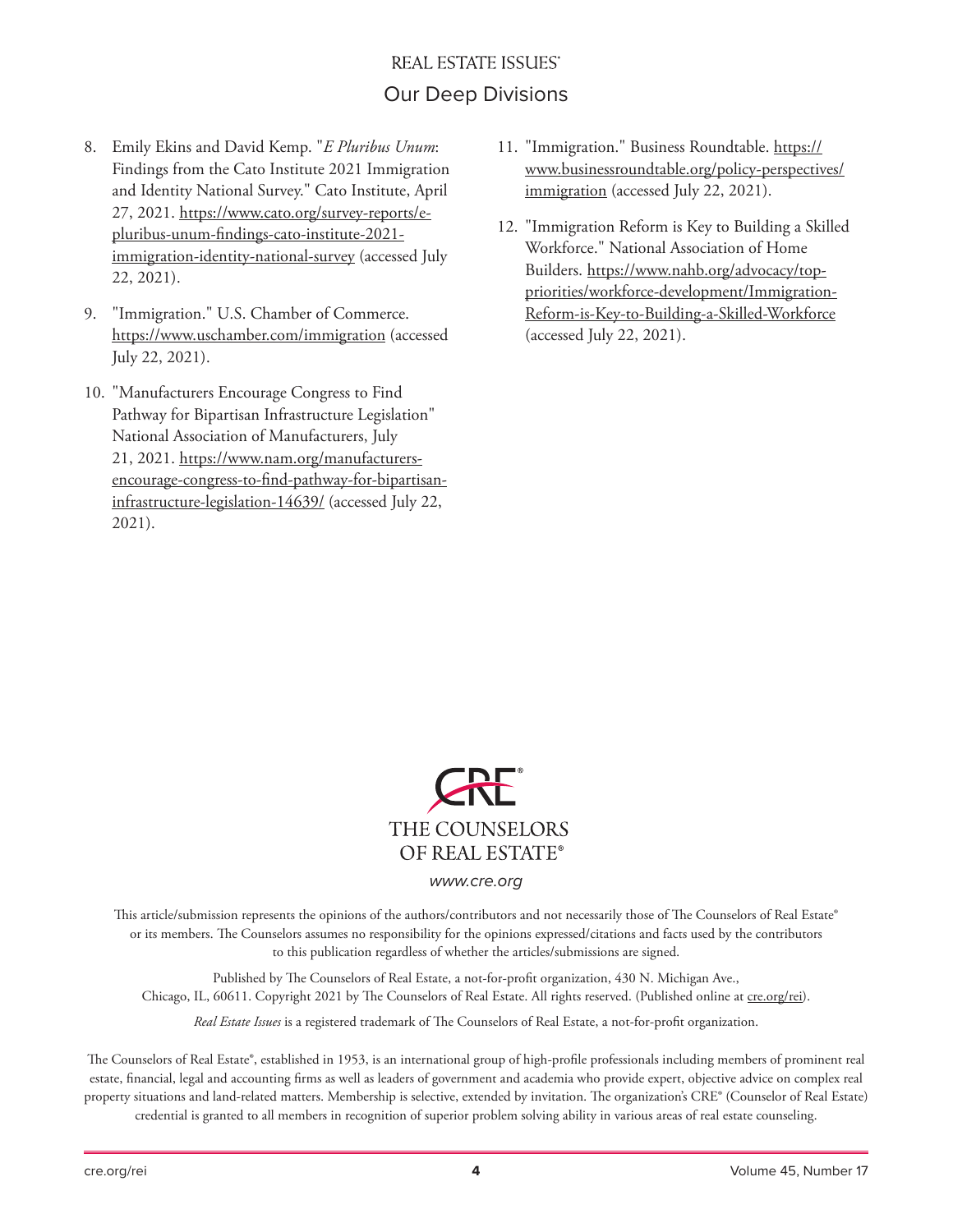8. Emily Ekins and David Kemp. "*E Pluribus Unum*: Findings from the Cato Institute 2021 Immigration and Identity National Survey." Cato Institute, April 27, 2021. https://www.cato.org/survey-reports/e-pluribus-unum-findings-cato-institute-2021-immigration-identity-national-survey (accessed July 22, 2021).

9. "Immigration." U.S. Chamber of Commerce. https://www.uschamber.com/immigration (accessed July 22, 2021).

10. "Manufacturers Encourage Congress to Find Pathway for Bipartisan Infrastructure Legislation" National Association of Manufacturers, July 21, 2021. https://www.nam.org/manufacturers-encourage-congress-to-find-pathway-for-bipartisan-infrastructure-legislation-14639/ (accessed July 22, 2021).

11. "Immigration." Business Roundtable. https://www.businessroundtable.org/policy-perspectives/immigration (accessed July 22, 2021).

12. "Immigration Reform is Key to Building a Skilled Workforce." National Association of Home Builders. https://www.nahb.org/advocacy/top-priorities/workforce-development/Immigration-Reform-is-Key-to-Building-a-Skilled-Workforce (accessed July 22, 2021).

CRE®
THE COUNSELORS OF REAL ESTATE®

*www.cre.org*

This article/submission represents the opinions of the authors/contributors and not necessarily those of The Counselors of Real Estate® or its members. The Counselors assumes no responsibility for the opinions expressed/citations and facts used by the contributors to this publication regardless of whether the articles/submissions are signed.

Published by The Counselors of Real Estate, a not-for-profit organization, 430 N. Michigan Ave., Chicago, IL, 60611. Copyright 2021 by The Counselors of Real Estate. All rights reserved. (Published online at cre.org/rei).

*Real Estate Issues* is a registered trademark of The Counselors of Real Estate, a not-for-profit organization.

The Counselors of Real Estate®, established in 1953, is an international group of high-profile professionals including members of prominent real estate, financial, legal and accounting firms as well as leaders of government and academia who provide expert, objective advice on complex real property situations and land-related matters. Membership is selective, extended by invitation. The organization's CRE® (Counselor of Real Estate) credential is granted to all members in recognition of superior problem solving ability in various areas of real estate counseling.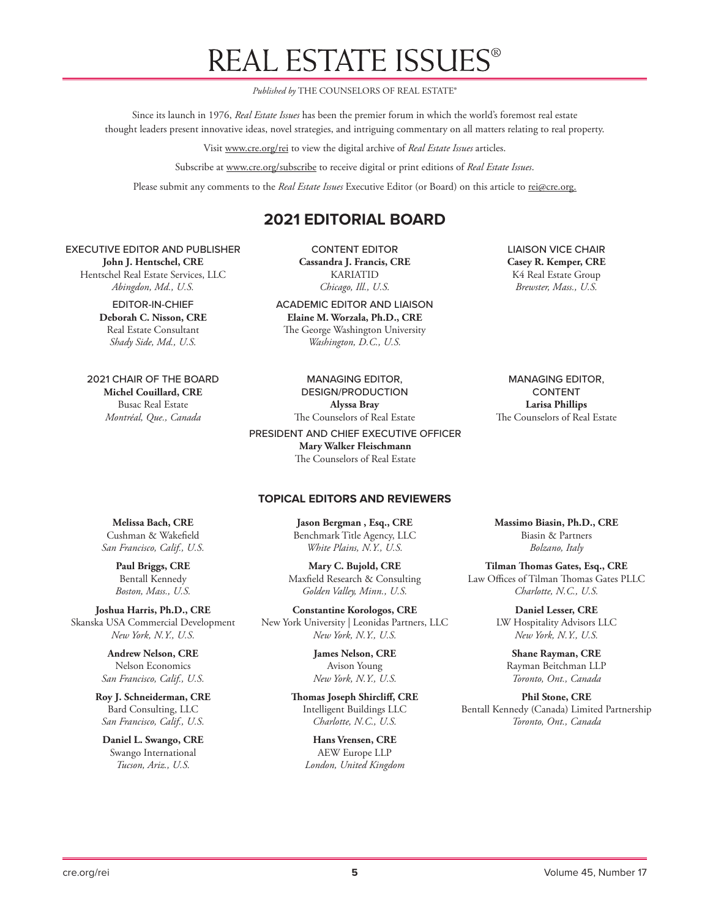# REAL ESTATE ISSUES®

*Published by* THE COUNSELORS OF REAL ESTATE®

Since its launch in 1976, *Real Estate Issues* has been the premier forum in which the world's foremost real estate thought leaders present innovative ideas, novel strategies, and intriguing commentary on all matters relating to real property.

Visit www.cre.org/rei to view the digital archive of *Real Estate Issues* articles.

Subscribe at www.cre.org/subscribe to receive digital or print editions of *Real Estate Issues*.

Please submit any comments to the *Real Estate Issues* Executive Editor (or Board) on this article to rei@cre.org.

## 2021 EDITORIAL BOARD

EXECUTIVE EDITOR AND PUBLISHER
**John J. Hentschel, CRE**
Hentschel Real Estate Services, LLC
*Abingdon, Md., U.S.*

EDITOR-IN-CHIEF
**Deborah C. Nisson, CRE**
Real Estate Consultant
*Shady Side, Md., U.S.*

2021 CHAIR OF THE BOARD
**Michel Couillard, CRE**
Busac Real Estate
*Montréal, Que., Canada*

CONTENT EDITOR
**Cassandra J. Francis, CRE**
KARIATID
*Chicago, Ill., U.S.*

ACADEMIC EDITOR AND LIAISON
**Elaine M. Worzala, Ph.D., CRE**
The George Washington University
*Washington, D.C., U.S.*

MANAGING EDITOR, DESIGN/PRODUCTION
**Alyssa Bray**
The Counselors of Real Estate

PRESIDENT AND CHIEF EXECUTIVE OFFICER
**Mary Walker Fleischmann**
The Counselors of Real Estate

LIAISON VICE CHAIR
**Casey R. Kemper, CRE**
K4 Real Estate Group
*Brewster, Mass., U.S.*

MANAGING EDITOR, CONTENT
**Larisa Phillips**
The Counselors of Real Estate

### TOPICAL EDITORS AND REVIEWERS

**Melissa Bach, CRE**
Cushman & Wakefield
*San Francisco, Calif., U.S.*

**Paul Briggs, CRE**
Bentall Kennedy
*Boston, Mass., U.S.*

**Joshua Harris, Ph.D., CRE**
Skanska USA Commercial Development
*New York, N.Y., U.S.*

**Andrew Nelson, CRE**
Nelson Economics
*San Francisco, Calif., U.S.*

**Roy J. Schneiderman, CRE**
Bard Consulting, LLC
*San Francisco, Calif., U.S.*

**Daniel L. Swango, CRE**
Swango International
*Tucson, Ariz., U.S.*

**Jason Bergman , Esq., CRE**
Benchmark Title Agency, LLC
*White Plains, N.Y., U.S.*

**Mary C. Bujold, CRE**
Maxfield Research & Consulting
*Golden Valley, Minn., U.S.*

**Constantine Korologos, CRE**
New York University | Leonidas Partners, LLC
*New York, N.Y., U.S.*

**James Nelson, CRE**
Avison Young
*New York, N.Y., U.S.*

**Thomas Joseph Shircliff, CRE**
Intelligent Buildings LLC
*Charlotte, N.C., U.S.*

**Hans Vrensen, CRE**
AEW Europe LLP
*London, United Kingdom*

**Massimo Biasin, Ph.D., CRE**
Biasin & Partners
*Bolzano, Italy*

**Tilman Thomas Gates, Esq., CRE**
Law Offices of Tilman Thomas Gates PLLC
*Charlotte, N.C., U.S.*

**Daniel Lesser, CRE**
LW Hospitality Advisors LLC
*New York, N.Y., U.S.*

**Shane Rayman, CRE**
Rayman Beitchman LLP
*Toronto, Ont., Canada*

**Phil Stone, CRE**
Bentall Kennedy (Canada) Limited Partnership
*Toronto, Ont., Canada*